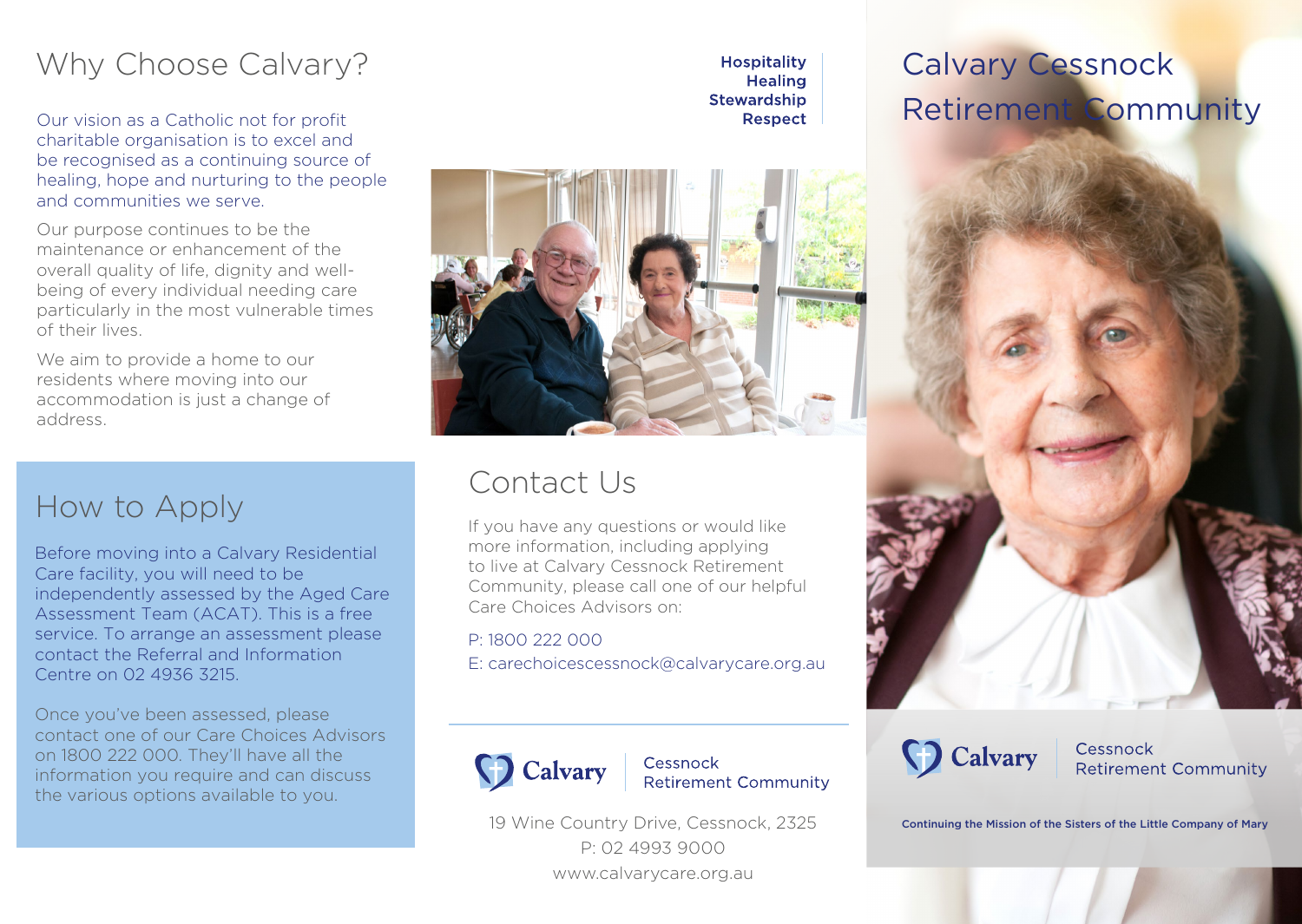# Why Choose Calvary?

Our vision as a Catholic not for profit charitable organisation is to excel and be recognised as a continuing source of healing, hope and nurturing to the people and communities we serve.

Our purpose continues to be the maintenance or enhancement of the overall quality of life, dignity and well-being of every individual needing care particularly in the most vulnerable times of their lives.

We aim to provide a home to our residents where moving into our accommodation is just a change of address.

## How to Apply

Before moving into a Calvary Residential Care facility, you will need to be independently assessed by the Aged Care Assessment Team (ACAT). This is a free service. To arrange an assessment please contact the Referral and Information Centre on 02 4936 3215.

Once you've been assessed, please contact one of our Care Choices Advisors on 1800 222 000. They'll have all the information you require and can discuss the various options available to you.

**Hospitality**
**Healing**
**Stewardship**
**Respect**

## Contact Us

If you have any questions or would like more information, including applying to live at Calvary Cessnock Retirement Community, please call one of our helpful Care Choices Advisors on:

P: 1800 222 000
E: carechoicescessnock@calvarycare.org.au

Calvary | Cessnock Retirement Community

19 Wine Country Drive, Cessnock, 2325
P: 02 4993 9000
www.calvarycare.org.au

# Calvary Cessnock Retirement Community

Calvary | Cessnock Retirement Community

**Continuing the Mission of the Sisters of the Little Company of Mary**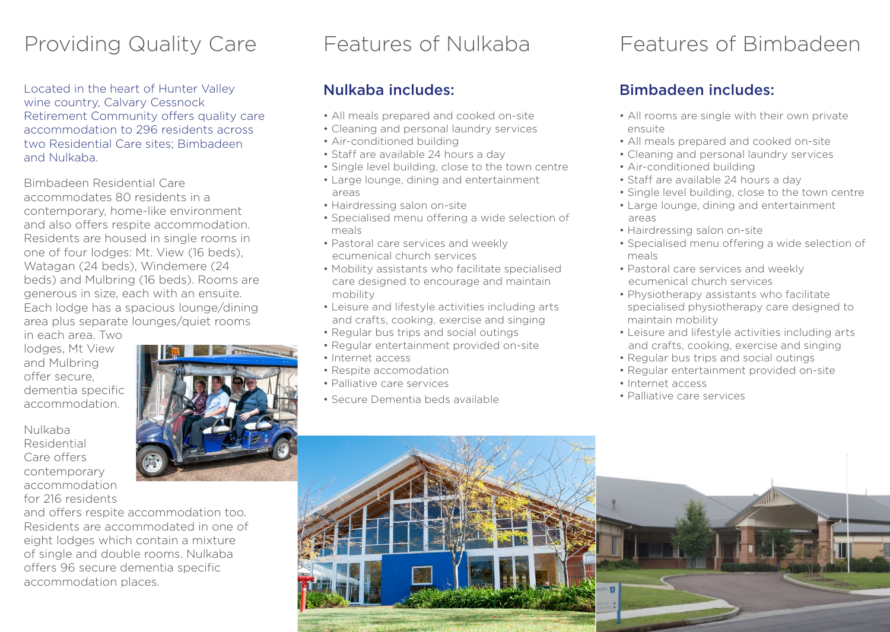# Providing Quality Care

Located in the heart of Hunter Valley wine country, Calvary Cessnock Retirement Community offers quality care accommodation to 296 residents across two Residential Care sites; Bimbadeen and Nulkaba.

Bimbadeen Residential Care accommodates 80 residents in a contemporary, home-like environment and also offers respite accommodation. Residents are housed in single rooms in one of four lodges: Mt. View (16 beds), Watagan (24 beds), Windemere (24 beds) and Mulbring (16 beds). Rooms are generous in size, each with an ensuite. Each lodge has a spacious lounge/dining area plus separate lounges/quiet rooms in each area. Two lodges, Mt View and Mulbring offer secure, dementia specific accommodation.

Nulkaba Residential Care offers contemporary accommodation for 216 residents and offers respite accommodation too. Residents are accommodated in one of eight lodges which contain a mixture of single and double rooms. Nulkaba offers 96 secure dementia specific accommodation places.

# Features of Nulkaba

## Nulkaba includes:

- All meals prepared and cooked on-site
- Cleaning and personal laundry services
- Air-conditioned building
- Staff are available 24 hours a day
- Single level building, close to the town centre
- Large lounge, dining and entertainment areas
- Hairdressing salon on-site
- Specialised menu offering a wide selection of meals
- Pastoral care services and weekly ecumenical church services
- Mobility assistants who facilitate specialised care designed to encourage and maintain mobility
- Leisure and lifestyle activities including arts and crafts, cooking, exercise and singing
- Regular bus trips and social outings
- Regular entertainment provided on-site
- Internet access
- Respite accomodation
- Palliative care services
- Secure Dementia beds available

# Features of Bimbadeen

## Bimbadeen includes:

- All rooms are single with their own private ensuite
- All meals prepared and cooked on-site
- Cleaning and personal laundry services
- Air-conditioned building
- Staff are available 24 hours a day
- Single level building, close to the town centre
- Large lounge, dining and entertainment areas
- Hairdressing salon on-site
- Specialised menu offering a wide selection of meals
- Pastoral care services and weekly ecumenical church services
- Physiotherapy assistants who facilitate specialised physiotherapy care designed to maintain mobility
- Leisure and lifestyle activities including arts and crafts, cooking, exercise and singing
- Regular bus trips and social outings
- Regular entertainment provided on-site
- Internet access
- Palliative care services